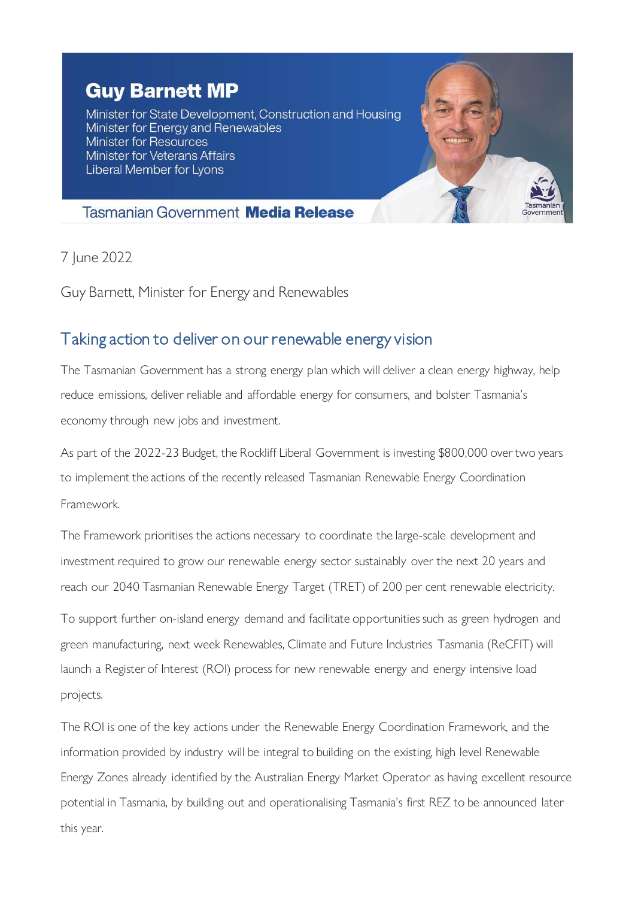**Guy Barnett MP**

Minister for State Development, Construction and Housing
Minister for Energy and Renewables
Minister for Resources
Minister for Veterans Affairs
Liberal Member for Lyons

Tasmanian Government **Media Release**

7 June 2022

Guy Barnett, Minister for Energy and Renewables

## Taking action to deliver on our renewable energy vision

The Tasmanian Government has a strong energy plan which will deliver a clean energy highway, help reduce emissions, deliver reliable and affordable energy for consumers, and bolster Tasmania's economy through new jobs and investment.

As part of the 2022-23 Budget, the Rockliff Liberal Government is investing $800,000 over two years to implement the actions of the recently released Tasmanian Renewable Energy Coordination Framework.

The Framework prioritises the actions necessary to coordinate the large-scale development and investment required to grow our renewable energy sector sustainably over the next 20 years and reach our 2040 Tasmanian Renewable Energy Target (TRET) of 200 per cent renewable electricity.

To support further on-island energy demand and facilitate opportunities such as green hydrogen and green manufacturing, next week Renewables, Climate and Future Industries Tasmania (ReCFIT) will launch a Register of Interest (ROI) process for new renewable energy and energy intensive load projects.

The ROI is one of the key actions under the Renewable Energy Coordination Framework, and the information provided by industry will be integral to building on the existing, high level Renewable Energy Zones already identified by the Australian Energy Market Operator as having excellent resource potential in Tasmania, by building out and operationalising Tasmania's first REZ to be announced later this year.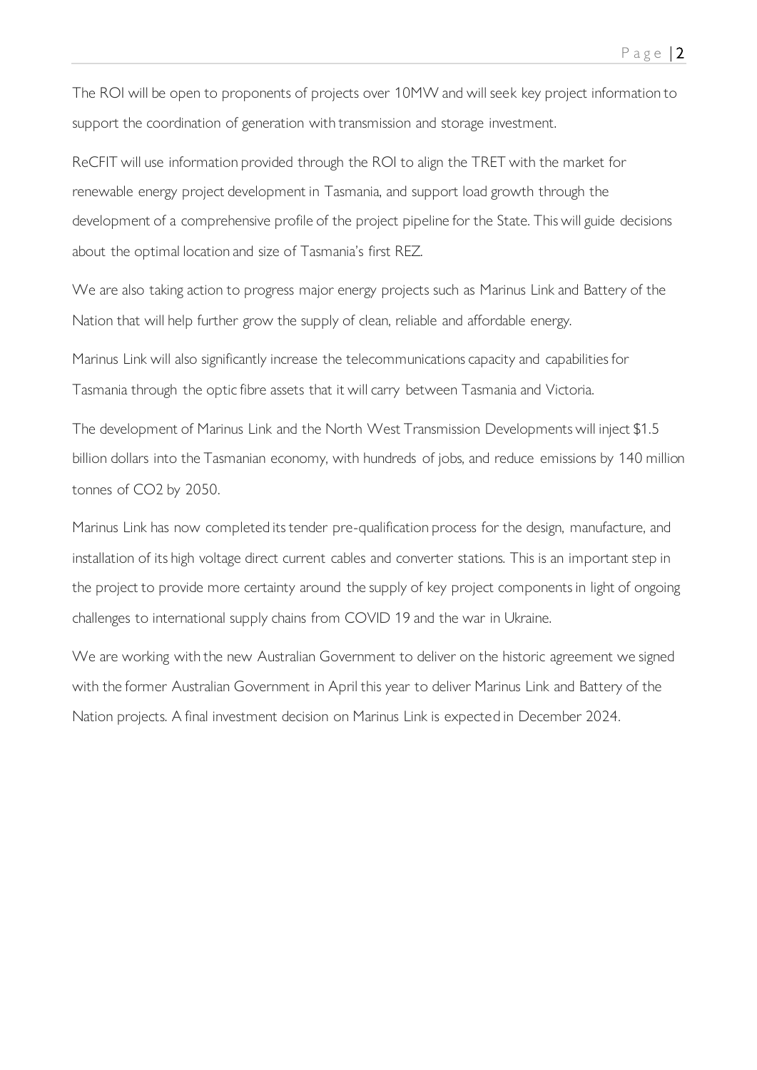The ROI will be open to proponents of projects over 10MW and will seek key project information to support the coordination of generation with transmission and storage investment.

ReCFIT will use information provided through the ROI to align the TRET with the market for renewable energy project development in Tasmania, and support load growth through the development of a comprehensive profile of the project pipeline for the State. This will guide decisions about the optimal location and size of Tasmania's first REZ.

We are also taking action to progress major energy projects such as Marinus Link and Battery of the Nation that will help further grow the supply of clean, reliable and affordable energy.

Marinus Link will also significantly increase the telecommunications capacity and capabilities for Tasmania through the optic fibre assets that it will carry between Tasmania and Victoria.

The development of Marinus Link and the North West Transmission Developments will inject $1.5 billion dollars into the Tasmanian economy, with hundreds of jobs, and reduce emissions by 140 million tonnes of $CO_2$ by 2050.

Marinus Link has now completed its tender pre-qualification process for the design, manufacture, and installation of its high voltage direct current cables and converter stations. This is an important step in the project to provide more certainty around the supply of key project components in light of ongoing challenges to international supply chains from COVID 19 and the war in Ukraine.

We are working with the new Australian Government to deliver on the historic agreement we signed with the former Australian Government in April this year to deliver Marinus Link and Battery of the Nation projects. A final investment decision on Marinus Link is expected in December 2024.